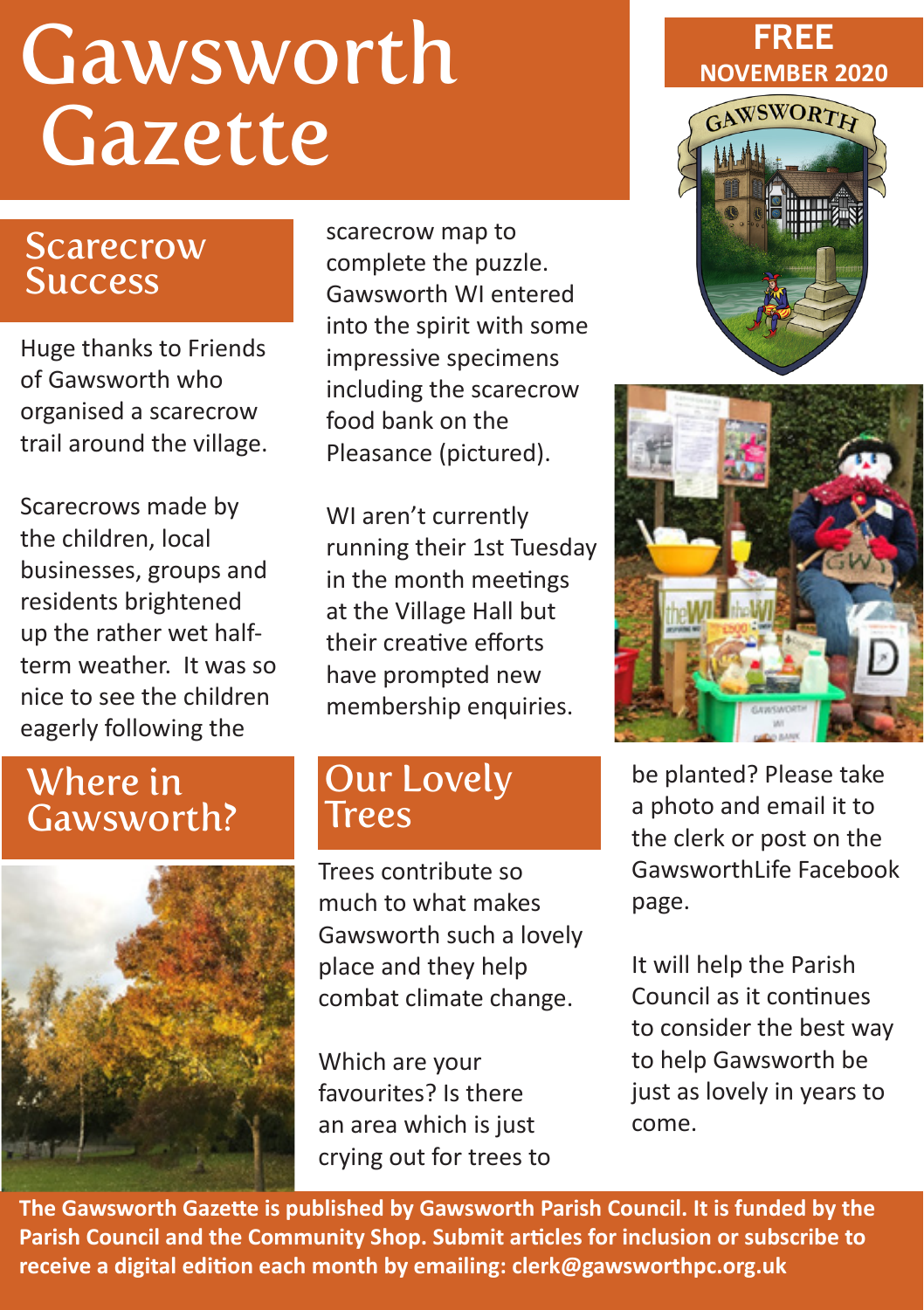# Gawsworth Gazette

**FREE**
**NOVEMBER 2020**

## Scarecrow Success

Huge thanks to Friends of Gawsworth who organised a scarecrow trail around the village.

Scarecrows made by the children, local businesses, groups and residents brightened up the rather wet half-term weather. It was so nice to see the children eagerly following the scarecrow map to complete the puzzle. Gawsworth WI entered into the spirit with some impressive specimens including the scarecrow food bank on the Pleasance (pictured).

WI aren't currently running their 1st Tuesday in the month meetings at the Village Hall but their creative efforts have prompted new membership enquiries.

## Where in Gawsworth?

## Our Lovely Trees

Trees contribute so much to what makes Gawsworth such a lovely place and they help combat climate change.

Which are your favourites? Is there an area which is just crying out for trees to be planted? Please take a photo and email it to the clerk or post on the GawsworthLife Facebook page.

It will help the Parish Council as it continues to consider the best way to help Gawsworth be just as lovely in years to come.

**The Gawsworth Gazette is published by Gawsworth Parish Council. It is funded by the Parish Council and the Community Shop. Submit articles for inclusion or subscribe to receive a digital edition each month by emailing: clerk@gawsworthpc.org.uk**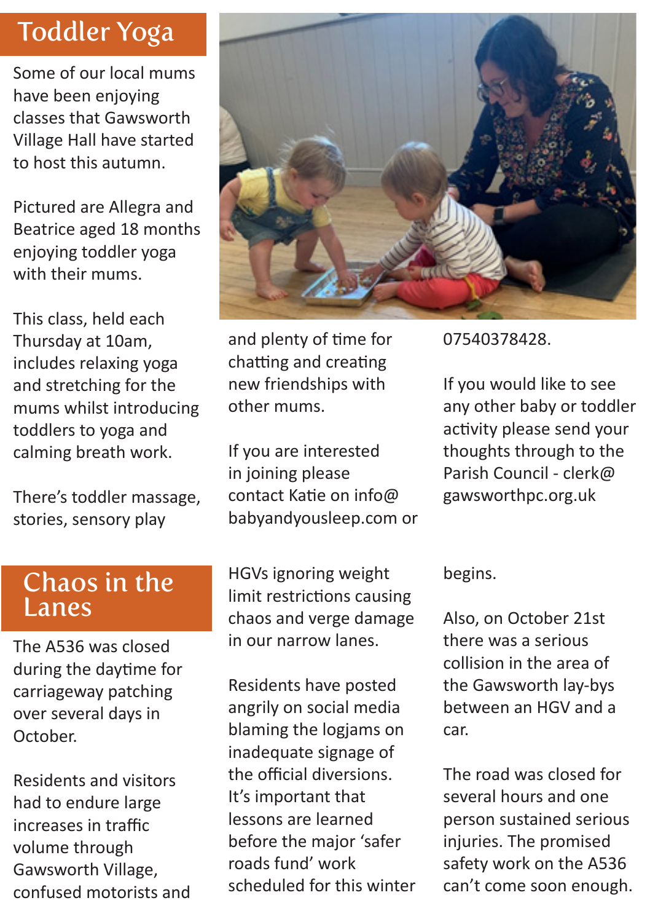## Toddler Yoga

Some of our local mums have been enjoying classes that Gawsworth Village Hall have started to host this autumn.

Pictured are Allegra and Beatrice aged 18 months enjoying toddler yoga with their mums.

This class, held each Thursday at 10am, includes relaxing yoga and stretching for the mums whilst introducing toddlers to yoga and calming breath work.

There's toddler massage, stories, sensory play and plenty of time for chatting and creating new friendships with other mums.

If you are interested in joining please contact Katie on info@babyandyousleep.com or 07540378428.

If you would like to see any other baby or toddler activity please send your thoughts through to the Parish Council - clerk@gawsworthpc.org.uk

## Chaos in the Lanes

The A536 was closed during the daytime for carriageway patching over several days in October.

Residents and visitors had to endure large increases in traffic volume through Gawsworth Village, confused motorists and HGVs ignoring weight limit restrictions causing chaos and verge damage in our narrow lanes.

Residents have posted angrily on social media blaming the logjams on inadequate signage of the official diversions. It's important that lessons are learned before the major 'safer roads fund' work scheduled for this winter begins.

Also, on October 21st there was a serious collision in the area of the Gawsworth lay-bys between an HGV and a car.

The road was closed for several hours and one person sustained serious injuries. The promised safety work on the A536 can't come soon enough.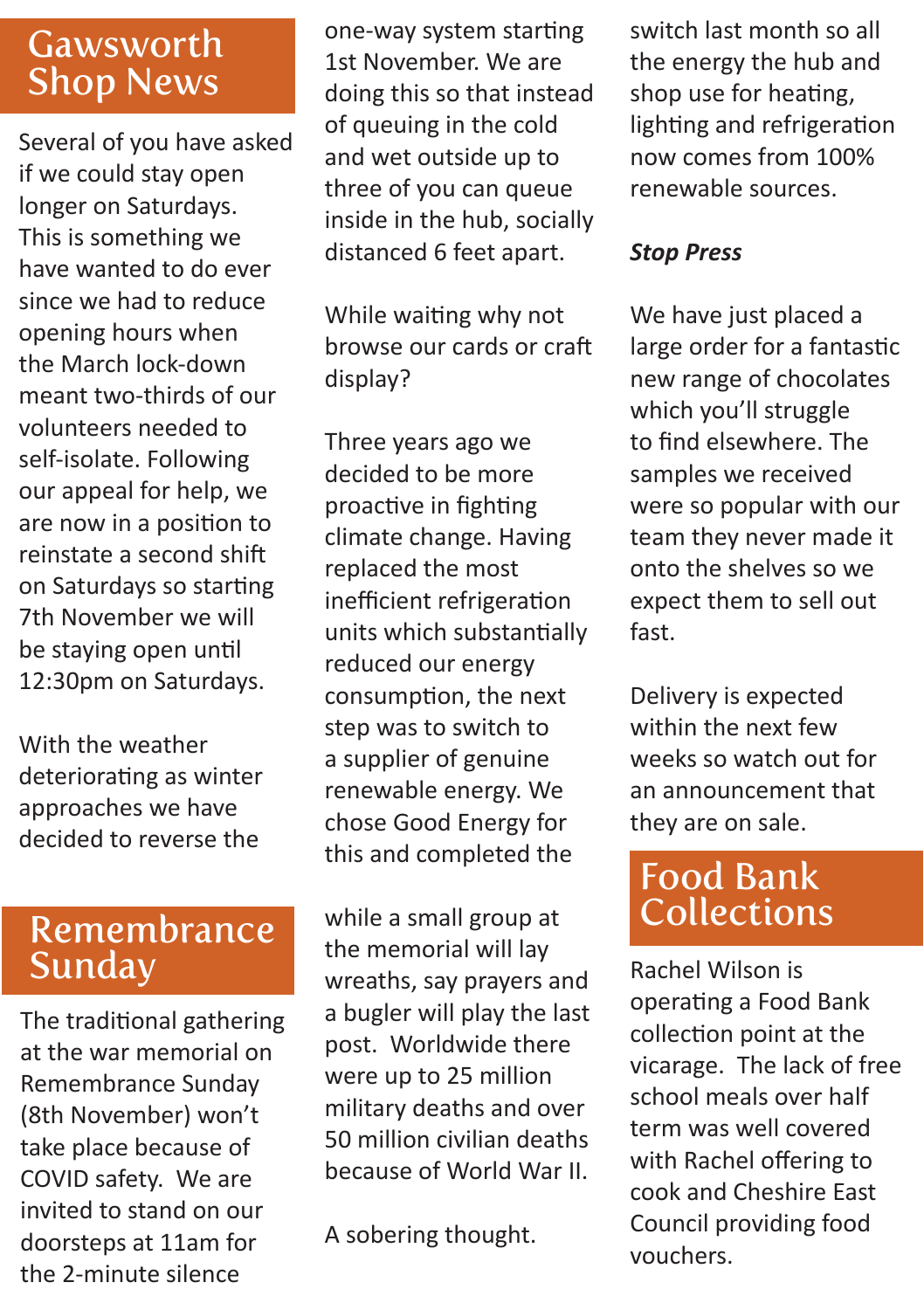## Gawsworth Shop News

Several of you have asked if we could stay open longer on Saturdays. This is something we have wanted to do ever since we had to reduce opening hours when the March lock-down meant two-thirds of our volunteers needed to self-isolate. Following our appeal for help, we are now in a position to reinstate a second shift on Saturdays so starting 7th November we will be staying open until 12:30pm on Saturdays.

With the weather deteriorating as winter approaches we have decided to reverse the one-way system starting 1st November. We are doing this so that instead of queuing in the cold and wet outside up to three of you can queue inside in the hub, socially distanced 6 feet apart.

While waiting why not browse our cards or craft display?

Three years ago we decided to be more proactive in fighting climate change. Having replaced the most inefficient refrigeration units which substantially reduced our energy consumption, the next step was to switch to a supplier of genuine renewable energy. We chose Good Energy for this and completed the switch last month so all the energy the hub and shop use for heating, lighting and refrigeration now comes from 100% renewable sources.

***Stop Press***

We have just placed a large order for a fantastic new range of chocolates which you'll struggle to find elsewhere. The samples we received were so popular with our team they never made it onto the shelves so we expect them to sell out fast.

Delivery is expected within the next few weeks so watch out for an announcement that they are on sale.

## Remembrance Sunday

The traditional gathering at the war memorial on Remembrance Sunday (8th November) won't take place because of COVID safety. We are invited to stand on our doorsteps at 11am for the 2-minute silence while a small group at the memorial will lay wreaths, say prayers and a bugler will play the last post. Worldwide there were up to 25 million military deaths and over 50 million civilian deaths because of World War II.

A sobering thought.

## Food Bank Collections

Rachel Wilson is operating a Food Bank collection point at the vicarage. The lack of free school meals over half term was well covered with Rachel offering to cook and Cheshire East Council providing food vouchers.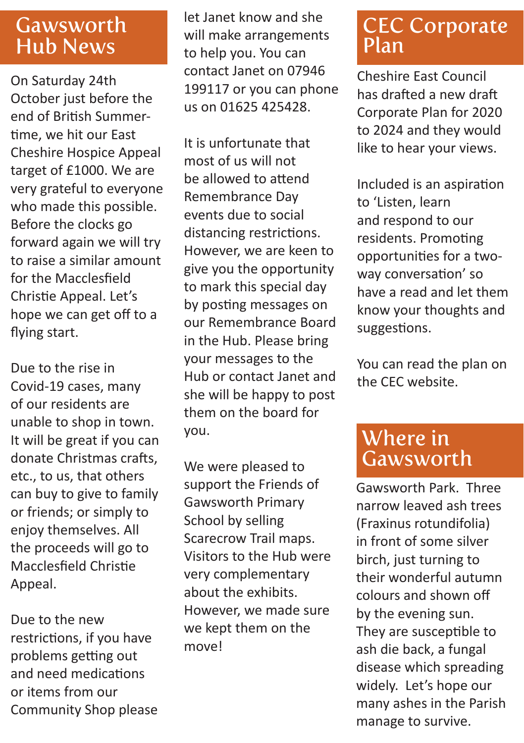# Gawsworth Hub News

On Saturday 24th October just before the end of British Summer-time, we hit our East Cheshire Hospice Appeal target of £1000. We are very grateful to everyone who made this possible. Before the clocks go forward again we will try to raise a similar amount for the Macclesfield Christie Appeal. Let's hope we can get off to a flying start.

Due to the rise in Covid-19 cases, many of our residents are unable to shop in town. It will be great if you can donate Christmas crafts, etc., to us, that others can buy to give to family or friends; or simply to enjoy themselves. All the proceeds will go to Macclesfield Christie Appeal.

Due to the new restrictions, if you have problems getting out and need medications or items from our Community Shop please let Janet know and she will make arrangements to help you. You can contact Janet on 07946 199117 or you can phone us on 01625 425428.

It is unfortunate that most of us will not be allowed to attend Remembrance Day events due to social distancing restrictions. However, we are keen to give you the opportunity to mark this special day by posting messages on our Remembrance Board in the Hub. Please bring your messages to the Hub or contact Janet and she will be happy to post them on the board for you.

We were pleased to support the Friends of Gawsworth Primary School by selling Scarecrow Trail maps. Visitors to the Hub were very complementary about the exhibits. However, we made sure we kept them on the move!

# CEC Corporate Plan

Cheshire East Council has drafted a new draft Corporate Plan for 2020 to 2024 and they would like to hear your views.

Included is an aspiration to 'Listen, learn and respond to our residents. Promoting opportunities for a two-way conversation' so have a read and let them know your thoughts and suggestions.

You can read the plan on the CEC website.

# Where in Gawsworth

Gawsworth Park. Three narrow leaved ash trees (Fraxinus rotundifolia) in front of some silver birch, just turning to their wonderful autumn colours and shown off by the evening sun. They are susceptible to ash die back, a fungal disease which spreading widely. Let's hope our many ashes in the Parish manage to survive.